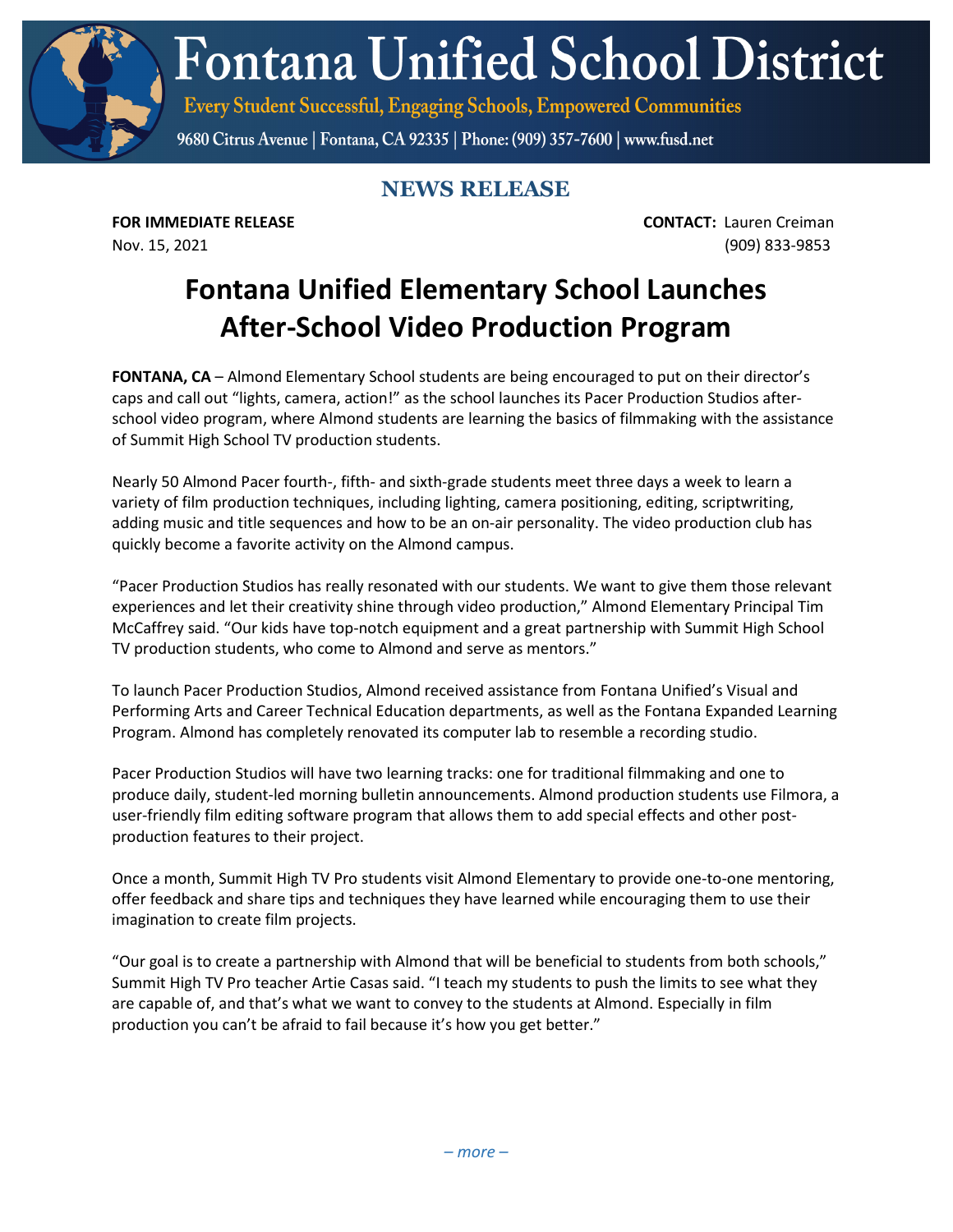# Fontana Unified School District

Every Student Successful, Engaging Schools, Empowered Communities

9680 Citrus Avenue | Fontana, CA 92335 | Phone: (909) 357-7600 | www.fusd.net

## NEWS RELEASE

**FOR IMMEDIATE RELEASE**
Nov. 15, 2021

**CONTACT:** Lauren Creiman
(909) 833-9853

# Fontana Unified Elementary School Launches After-School Video Production Program

**FONTANA, CA** – Almond Elementary School students are being encouraged to put on their director's caps and call out "lights, camera, action!" as the school launches its Pacer Production Studios after-school video program, where Almond students are learning the basics of filmmaking with the assistance of Summit High School TV production students.

Nearly 50 Almond Pacer fourth-, fifth- and sixth-grade students meet three days a week to learn a variety of film production techniques, including lighting, camera positioning, editing, scriptwriting, adding music and title sequences and how to be an on-air personality. The video production club has quickly become a favorite activity on the Almond campus.

"Pacer Production Studios has really resonated with our students. We want to give them those relevant experiences and let their creativity shine through video production," Almond Elementary Principal Tim McCaffrey said. "Our kids have top-notch equipment and a great partnership with Summit High School TV production students, who come to Almond and serve as mentors."

To launch Pacer Production Studios, Almond received assistance from Fontana Unified's Visual and Performing Arts and Career Technical Education departments, as well as the Fontana Expanded Learning Program. Almond has completely renovated its computer lab to resemble a recording studio.

Pacer Production Studios will have two learning tracks: one for traditional filmmaking and one to produce daily, student-led morning bulletin announcements. Almond production students use Filmora, a user-friendly film editing software program that allows them to add special effects and other post-production features to their project.

Once a month, Summit High TV Pro students visit Almond Elementary to provide one-to-one mentoring, offer feedback and share tips and techniques they have learned while encouraging them to use their imagination to create film projects.

"Our goal is to create a partnership with Almond that will be beneficial to students from both schools," Summit High TV Pro teacher Artie Casas said. "I teach my students to push the limits to see what they are capable of, and that's what we want to convey to the students at Almond. Especially in film production you can't be afraid to fail because it's how you get better."

*– more –*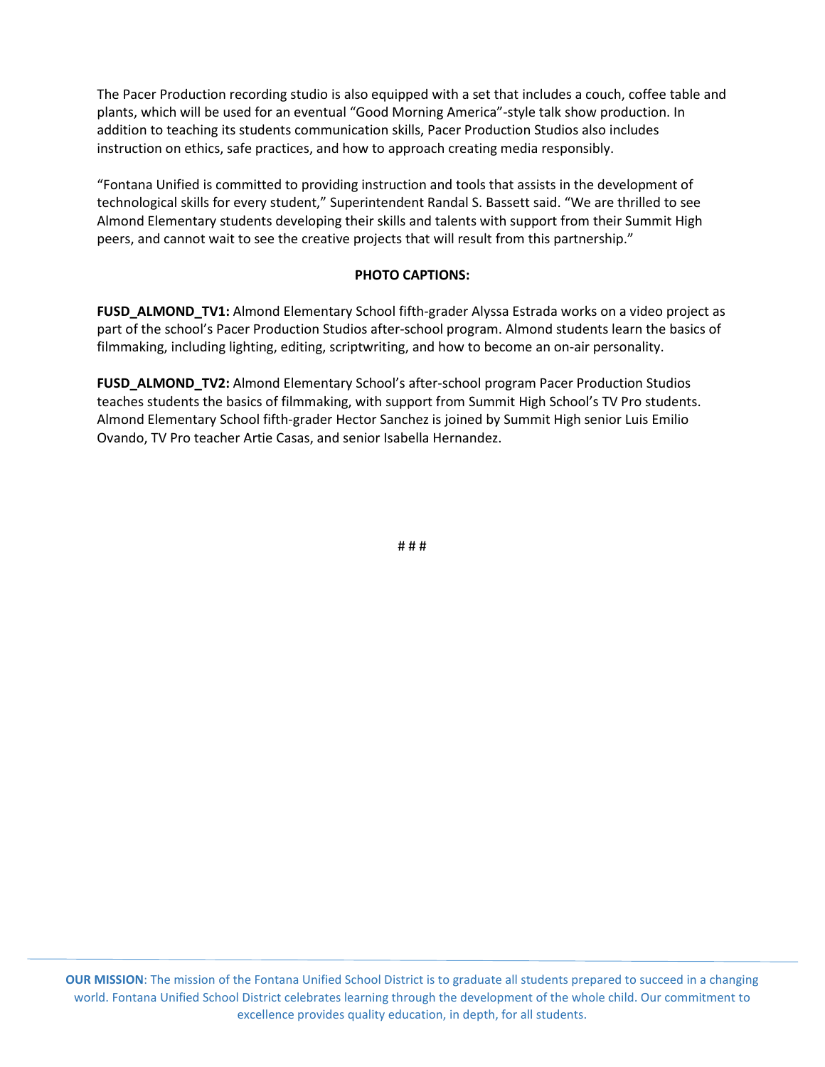The Pacer Production recording studio is also equipped with a set that includes a couch, coffee table and plants, which will be used for an eventual "Good Morning America"-style talk show production. In addition to teaching its students communication skills, Pacer Production Studios also includes instruction on ethics, safe practices, and how to approach creating media responsibly.

"Fontana Unified is committed to providing instruction and tools that assists in the development of technological skills for every student," Superintendent Randal S. Bassett said. "We are thrilled to see Almond Elementary students developing their skills and talents with support from their Summit High peers, and cannot wait to see the creative projects that will result from this partnership."

**PHOTO CAPTIONS:**

**FUSD_ALMOND_TV1:** Almond Elementary School fifth-grader Alyssa Estrada works on a video project as part of the school's Pacer Production Studios after-school program. Almond students learn the basics of filmmaking, including lighting, editing, scriptwriting, and how to become an on-air personality.

**FUSD_ALMOND_TV2:** Almond Elementary School's after-school program Pacer Production Studios teaches students the basics of filmmaking, with support from Summit High School's TV Pro students. Almond Elementary School fifth-grader Hector Sanchez is joined by Summit High senior Luis Emilio Ovando, TV Pro teacher Artie Casas, and senior Isabella Hernandez.

# # #

**OUR MISSION**: The mission of the Fontana Unified School District is to graduate all students prepared to succeed in a changing world. Fontana Unified School District celebrates learning through the development of the whole child. Our commitment to excellence provides quality education, in depth, for all students.